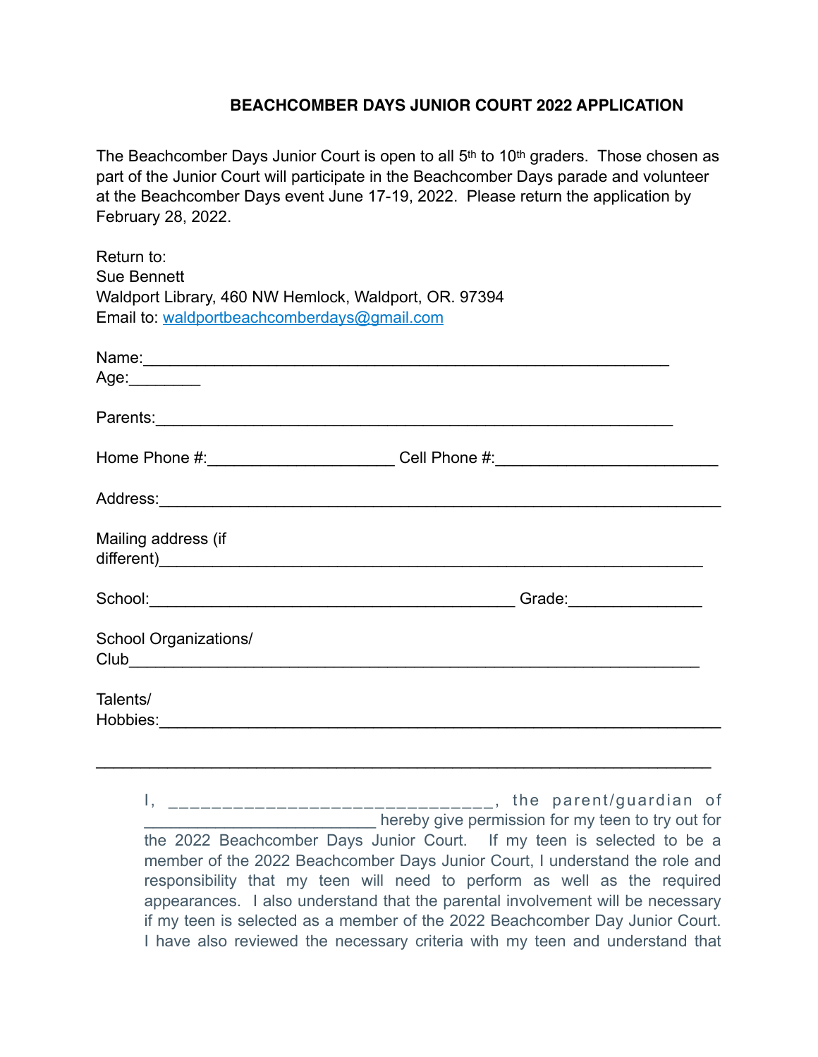# BEACHCOMBER DAYS JUNIOR COURT 2022 APPLICATION

The Beachcomber Days Junior Court is open to all 5th to 10th graders. Those chosen as part of the Junior Court will participate in the Beachcomber Days parade and volunteer at the Beachcomber Days event June 17-19, 2022. Please return the application by February 28, 2022.

Return to:
Sue Bennett
Waldport Library, 460 NW Hemlock, Waldport, OR. 97394
Email to: waldportbeachcomberdays@gmail.com

Name:_____________________________________________________________
Age:________

Parents:____________________________________________________________

Home Phone #:_____________________ Cell Phone #:_________________________

Address:______________________________________________________________

Mailing address (if different)___________________________________________________________

School:_________________________________________ Grade:_______________

School Organizations/
Club_________________________________________________________________

Talents/
Hobbies:_____________________________________________________________

_____________________________________________________________________

I, ______________________________, the parent/guardian of ________________________ hereby give permission for my teen to try out for the 2022 Beachcomber Days Junior Court. If my teen is selected to be a member of the 2022 Beachcomber Days Junior Court, I understand the role and responsibility that my teen will need to perform as well as the required appearances. I also understand that the parental involvement will be necessary if my teen is selected as a member of the 2022 Beachcomber Day Junior Court. I have also reviewed the necessary criteria with my teen and understand that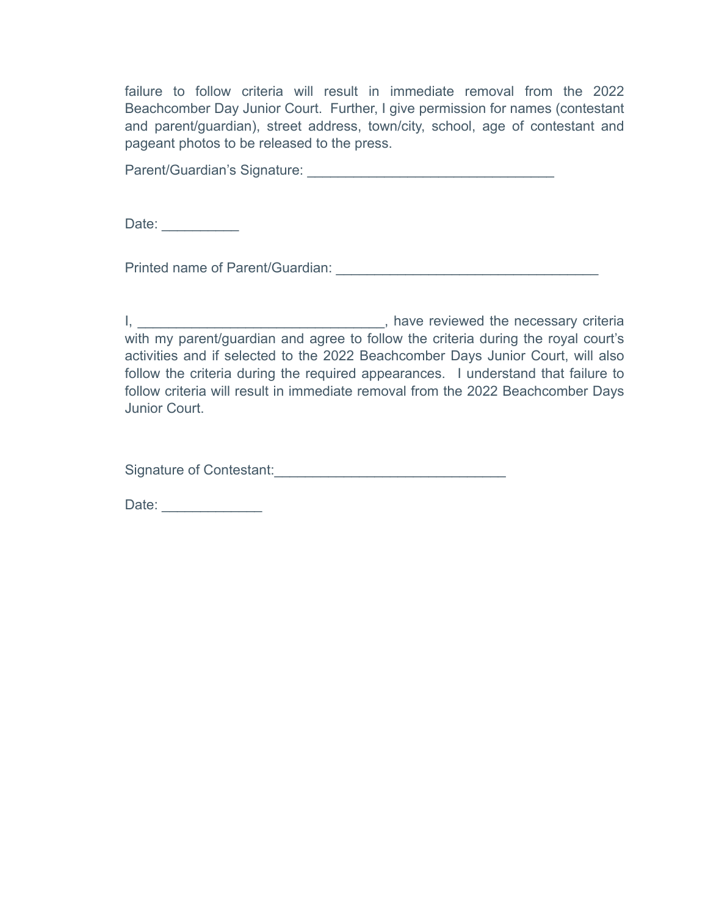failure to follow criteria will result in immediate removal from the 2022 Beachcomber Day Junior Court. Further, I give permission for names (contestant and parent/guardian), street address, town/city, school, age of contestant and pageant photos to be released to the press.

Parent/Guardian's Signature: ________________________________

Date: __________

Printed name of Parent/Guardian: __________________________________

I, ________________________________, have reviewed the necessary criteria with my parent/guardian and agree to follow the criteria during the royal court's activities and if selected to the 2022 Beachcomber Days Junior Court, will also follow the criteria during the required appearances. I understand that failure to follow criteria will result in immediate removal from the 2022 Beachcomber Days Junior Court.

Signature of Contestant:______________________________

Date: _____________